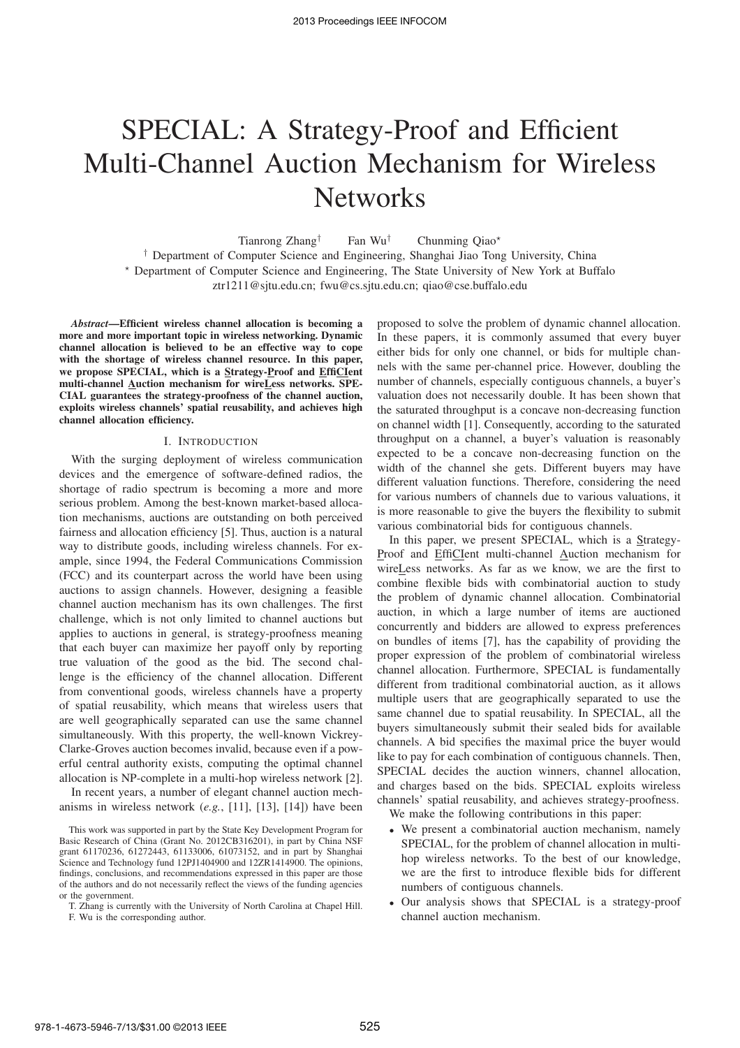# SPECIAL: A Strategy-Proof and Efficient Multi-Channel Auction Mechanism for Wireless Networks

Tianrong Zhang[†] Fan Wu[†] Chunming Qiao[⋆]

[†] Department of Computer Science and Engineering, Shanghai Jiao Tong University, China

[⋆] Department of Computer Science and Engineering, The State University of New York at Buffalo

ztr1211@sjtu.edu.cn; fwu@cs.sjtu.edu.cn; qiao@cse.buffalo.edu

***Abstract*—Efficient wireless channel allocation is becoming a more and more important topic in wireless networking. Dynamic channel allocation is believed to be an effective way to cope with the shortage of wireless channel resource. In this paper, we propose SPECIAL, which is a Strategy-Proof and EffiCIent multi-channel Auction mechanism for wireLess networks. SPECIAL guarantees the strategy-proofness of the channel auction, exploits wireless channels' spatial reusability, and achieves high channel allocation efficiency.**

## I. Introduction

With the surging deployment of wireless communication devices and the emergence of software-defined radios, the shortage of radio spectrum is becoming a more and more serious problem. Among the best-known market-based allocation mechanisms, auctions are outstanding on both perceived fairness and allocation efficiency [5]. Thus, auction is a natural way to distribute goods, including wireless channels. For example, since 1994, the Federal Communications Commission (FCC) and its counterpart across the world have been using auctions to assign channels. However, designing a feasible channel auction mechanism has its own challenges. The first challenge, which is not only limited to channel auctions but applies to auctions in general, is strategy-proofness meaning that each buyer can maximize her payoff only by reporting true valuation of the good as the bid. The second challenge is the efficiency of the channel allocation. Different from conventional goods, wireless channels have a property of spatial reusability, which means that wireless users that are well geographically separated can use the same channel simultaneously. With this property, the well-known Vickrey-Clarke-Groves auction becomes invalid, because even if a powerful central authority exists, computing the optimal channel allocation is NP-complete in a multi-hop wireless network [2].

In recent years, a number of elegant channel auction mechanisms in wireless network (*e.g.*, [11], [13], [14]) have been proposed to solve the problem of dynamic channel allocation. In these papers, it is commonly assumed that every buyer either bids for only one channel, or bids for multiple channels with the same per-channel price. However, doubling the number of channels, especially contiguous channels, a buyer's valuation does not necessarily double. It has been shown that the saturated throughput is a concave non-decreasing function on channel width [1]. Consequently, according to the saturated throughput on a channel, a buyer's valuation is reasonably expected to be a concave non-decreasing function on the width of the channel she gets. Different buyers may have different valuation functions. Therefore, considering the need for various numbers of channels due to various valuations, it is more reasonable to give the buyers the flexibility to submit various combinatorial bids for contiguous channels.

In this paper, we present SPECIAL, which is a Strategy-Proof and EffiCIent multi-channel Auction mechanism for wireLess networks. As far as we know, we are the first to combine flexible bids with combinatorial auction to study the problem of dynamic channel allocation. Combinatorial auction, in which a large number of items are auctioned concurrently and bidders are allowed to express preferences on bundles of items [7], has the capability of providing the proper expression of the problem of combinatorial wireless channel allocation. Furthermore, SPECIAL is fundamentally different from traditional combinatorial auction, as it allows multiple users that are geographically separated to use the same channel due to spatial reusability. In SPECIAL, all the buyers simultaneously submit their sealed bids for available channels. A bid specifies the maximal price the buyer would like to pay for each combination of contiguous channels. Then, SPECIAL decides the auction winners, channel allocation, and charges based on the bids. SPECIAL exploits wireless channels' spatial reusability, and achieves strategy-proofness.

We make the following contributions in this paper:

- We present a combinatorial auction mechanism, namely SPECIAL, for the problem of channel allocation in multi-hop wireless networks. To the best of our knowledge, we are the first to introduce flexible bids for different numbers of contiguous channels.
- Our analysis shows that SPECIAL is a strategy-proof channel auction mechanism.

This work was supported in part by the State Key Development Program for Basic Research of China (Grant No. 2012CB316201), in part by China NSF grant 61170236, 61272443, 61133006, 61073152, and in part by Shanghai Science and Technology fund 12PJ1404900 and 12ZR1414900. The opinions, findings, conclusions, and recommendations expressed in this paper are those of the authors and do not necessarily reflect the views of the funding agencies or the government.

T. Zhang is currently with the University of North Carolina at Chapel Hill. F. Wu is the corresponding author.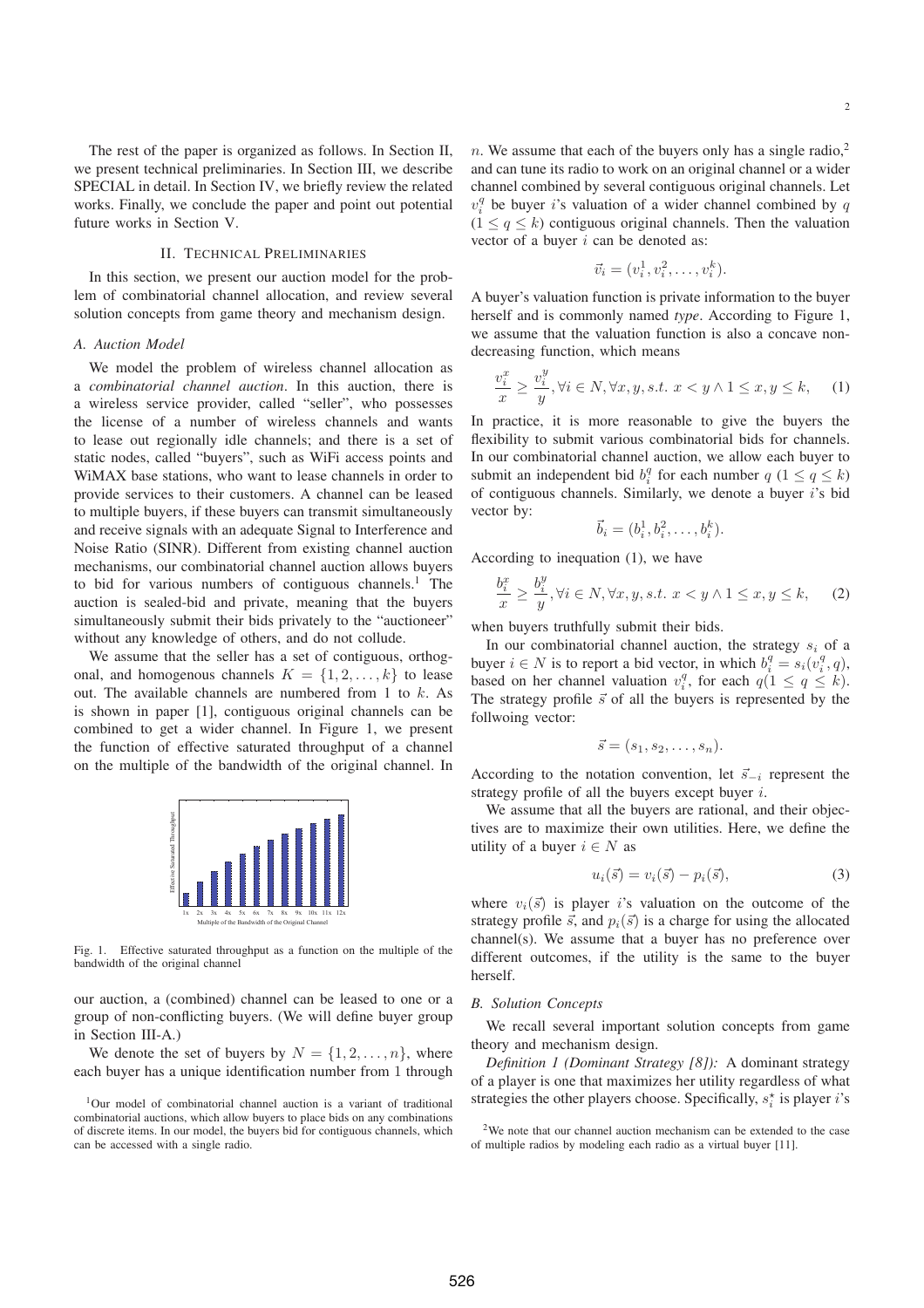The rest of the paper is organized as follows. In Section II, we present technical preliminaries. In Section III, we describe SPECIAL in detail. In Section IV, we briefly review the related works. Finally, we conclude the paper and point out potential future works in Section V.

## II. Technical Preliminaries

In this section, we present our auction model for the problem of combinatorial channel allocation, and review several solution concepts from game theory and mechanism design.

### A. Auction Model

We model the problem of wireless channel allocation as a *combinatorial channel auction*. In this auction, there is a wireless service provider, called "seller", who possesses the license of a number of wireless channels and wants to lease out regionally idle channels; and there is a set of static nodes, called "buyers", such as WiFi access points and WiMAX base stations, who want to lease channels in order to provide services to their customers. A channel can be leased to multiple buyers, if these buyers can transmit simultaneously and receive signals with an adequate Signal to Interference and Noise Ratio (SINR). Different from existing channel auction mechanisms, our combinatorial channel auction allows buyers to bid for various numbers of contiguous channels.[1] The auction is sealed-bid and private, meaning that the buyers simultaneously submit their bids privately to the "auctioneer" without any knowledge of others, and do not collude.

We assume that the seller has a set of contiguous, orthogonal, and homogenous channels $K = \{1, 2, \ldots, k\}$ to lease out. The available channels are numbered from 1 to $k$. As is shown in paper [1], contiguous original channels can be combined to get a wider channel. In Figure 1, we present the function of effective saturated throughput of a channel on the multiple of the bandwidth of the original channel. In our auction, a (combined) channel can be leased to one or a group of non-conflicting buyers. (We will define buyer group in Section III-A.)

Fig. 1. Effective saturated throughput as a function on the multiple of the bandwidth of the original channel

We denote the set of buyers by $N = \{1, 2, \ldots, n\}$, where each buyer has a unique identification number from 1 through $n$. We assume that each of the buyers only has a single radio,[2] and can tune its radio to work on an original channel or a wider channel combined by several contiguous original channels. Let $v_i^q$ be buyer $i$'s valuation of a wider channel combined by $q$ $(1 \le q \le k)$ contiguous original channels. Then the valuation vector of a buyer $i$ can be denoted as:

$$\vec{v}_i = (v_i^1, v_i^2, \ldots, v_i^k).$$

A buyer's valuation function is private information to the buyer herself and is commonly named *type*. According to Figure 1, we assume that the valuation function is also a concave non-decreasing function, which means

$$\frac{v_i^x}{x} \ge \frac{v_i^y}{y}, \forall i \in N, \forall x, y, s.t.\ x < y \land 1 \le x, y \le k, \quad (1)$$

In practice, it is more reasonable to give the buyers the flexibility to submit various combinatorial bids for channels. In our combinatorial channel auction, we allow each buyer to submit an independent bid $b_i^q$ for each number $q$ $(1 \le q \le k)$ of contiguous channels. Similarly, we denote a buyer $i$'s bid vector by:

$$\vec{b}_i = (b_i^1, b_i^2, \ldots, b_i^k).$$

According to inequation (1), we have

$$\frac{b_i^x}{x} \ge \frac{b_i^y}{y}, \forall i \in N, \forall x, y, s.t.\ x < y \land 1 \le x, y \le k, \quad (2)$$

when buyers truthfully submit their bids.

In our combinatorial channel auction, the strategy $s_i$ of a buyer $i \in N$ is to report a bid vector, in which $b_i^q = s_i(v_i^q, q)$, based on her channel valuation $v_i^q$, for each $q (1 \le q \le k)$. The strategy profile $\vec{s}$ of all the buyers is represented by the follwoing vector:

$$\vec{s} = (s_1, s_2, \ldots, s_n).$$

According to the notation convention, let $\vec{s}_{-i}$ represent the strategy profile of all the buyers except buyer $i$.

We assume that all the buyers are rational, and their objectives are to maximize their own utilities. Here, we define the utility of a buyer $i \in N$ as

$$u_i(\vec{s}) = v_i(\vec{s}) - p_i(\vec{s}), \quad (3)$$

where $v_i(\vec{s})$ is player $i$'s valuation on the outcome of the strategy profile $\vec{s}$, and $p_i(\vec{s})$ is a charge for using the allocated channel(s). We assume that a buyer has no preference over different outcomes, if the utility is the same to the buyer herself.

### B. Solution Concepts

We recall several important solution concepts from game theory and mechanism design.

*Definition 1 (Dominant Strategy [8]):* A dominant strategy of a player is one that maximizes her utility regardless of what strategies the other players choose. Specifically, $s_i^\star$ is player $i$'s

[1] Our model of combinatorial channel auction is a variant of traditional combinatorial auctions, which allow buyers to place bids on any combinations of discrete items. In our model, the buyers bid for contiguous channels, which can be accessed with a single radio.

[2] We note that our channel auction mechanism can be extended to the case of multiple radios by modeling each radio as a virtual buyer [11].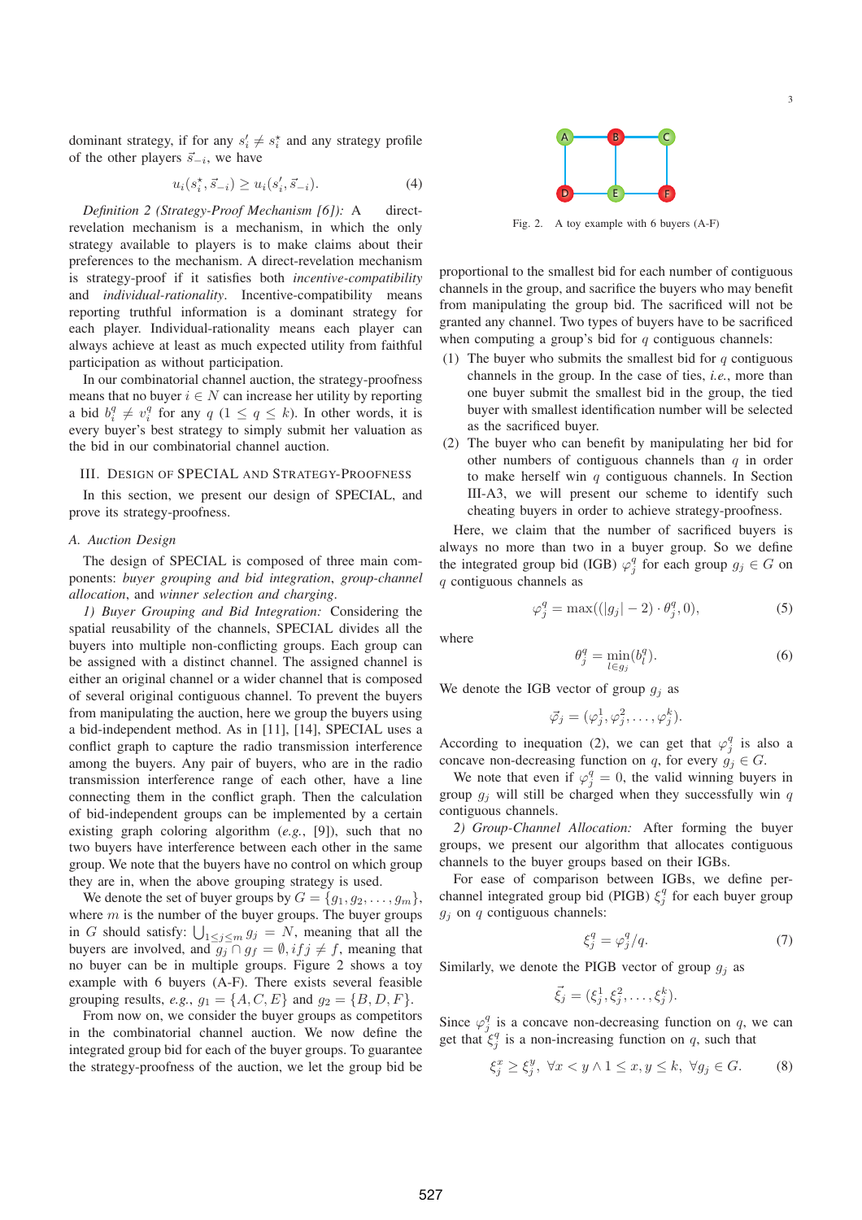dominant strategy, if for any $s'_i \neq s^\star_i$ and any strategy profile of the other players $\vec{s}_{-i}$, we have

$$u_i(s^\star_i, \vec{s}_{-i}) \geq u_i(s'_i, \vec{s}_{-i}). \quad (4)$$

*Definition 2 (Strategy-Proof Mechanism [6]):* A direct-revelation mechanism is a mechanism, in which the only strategy available to players is to make claims about their preferences to the mechanism. A direct-revelation mechanism is strategy-proof if it satisfies both *incentive-compatibility* and *individual-rationality*. Incentive-compatibility means reporting truthful information is a dominant strategy for each player. Individual-rationality means each player can always achieve at least as much expected utility from faithful participation as without participation.

In our combinatorial channel auction, the strategy-proofness means that no buyer $i \in N$ can increase her utility by reporting a bid $b^q_i \neq v^q_i$ for any $q$ $(1 \leq q \leq k)$. In other words, it is every buyer's best strategy to simply submit her valuation as the bid in our combinatorial channel auction.

## III. Design of SPECIAL and Strategy-Proofness

In this section, we present our design of SPECIAL, and prove its strategy-proofness.

### A. Auction Design

The design of SPECIAL is composed of three main components: *buyer grouping and bid integration*, *group-channel allocation*, and *winner selection and charging*.

*1) Buyer Grouping and Bid Integration:* Considering the spatial reusability of the channels, SPECIAL divides all the buyers into multiple non-conflicting groups. Each group can be assigned with a distinct channel. The assigned channel is either an original channel or a wider channel that is composed of several original contiguous channel. To prevent the buyers from manipulating the auction, here we group the buyers using a bid-independent method. As in [11], [14], SPECIAL uses a conflict graph to capture the radio transmission interference among the buyers. Any pair of buyers, who are in the radio transmission interference range of each other, have a line connecting them in the conflict graph. Then the calculation of bid-independent groups can be implemented by a certain existing graph coloring algorithm (*e.g.*, [9]), such that no two buyers have interference between each other in the same group. We note that the buyers have no control on which group they are in, when the above grouping strategy is used.

We denote the set of buyer groups by $G = \{g_1, g_2, \ldots, g_m\}$, where $m$ is the number of the buyer groups. The buyer groups in $G$ should satisfy: $\bigcup_{1 \leq j \leq m} g_j = N$, meaning that all the buyers are involved, and $g_j \cap g_f = \emptyset, if j \neq f$, meaning that no buyer can be in multiple groups. Figure 2 shows a toy example with 6 buyers (A-F). There exists several feasible grouping results, *e.g.*, $g_1 = \{A, C, E\}$ and $g_2 = \{B, D, F\}$.

From now on, we consider the buyer groups as competitors in the combinatorial channel auction. We now define the integrated group bid for each of the buyer groups. To guarantee the strategy-proofness of the auction, we let the group bid be proportional to the smallest bid for each number of contiguous channels in the group, and sacrifice the buyers who may benefit from manipulating the group bid. The sacrificed will not be granted any channel. Two types of buyers have to be sacrificed when computing a group's bid for $q$ contiguous channels:

(1) The buyer who submits the smallest bid for $q$ contiguous channels in the group. In the case of ties, *i.e.*, more than one buyer submit the smallest bid in the group, the tied buyer with smallest identification number will be selected as the sacrificed buyer.
(2) The buyer who can benefit by manipulating her bid for other numbers of contiguous channels than $q$ in order to make herself win $q$ contiguous channels. In Section III-A3, we will present our scheme to identify such cheating buyers in order to achieve strategy-proofness.

Fig. 2. A toy example with 6 buyers (A-F)

Here, we claim that the number of sacrificed buyers is always no more than two in a buyer group. So we define the integrated group bid (IGB) $\varphi^q_j$ for each group $g_j \in G$ on $q$ contiguous channels as

$$\varphi^q_j = \max((|g_j| - 2) \cdot \theta^q_j, 0), \quad (5)$$

where

$$\theta^q_j = \min_{l \in g_j}(b^q_l). \quad (6)$$

We denote the IGB vector of group $g_j$ as

$$\vec{\varphi}_j = (\varphi^1_j, \varphi^2_j, \ldots, \varphi^k_j).$$

According to inequation (2), we can get that $\varphi^q_j$ is also a concave non-decreasing function on $q$, for every $g_j \in G$.

We note that even if $\varphi^q_j = 0$, the valid winning buyers in group $g_j$ will still be charged when they successfully win $q$ contiguous channels.

*2) Group-Channel Allocation:* After forming the buyer groups, we present our algorithm that allocates contiguous channels to the buyer groups based on their IGBs.

For ease of comparison between IGBs, we define per-channel integrated group bid (PIGB) $\xi^q_j$ for each buyer group $g_j$ on $q$ contiguous channels:

$$\xi^q_j = \varphi^q_j / q. \quad (7)$$

Similarly, we denote the PIGB vector of group $g_j$ as

$$\vec{\xi}_j = (\xi^1_j, \xi^2_j, \ldots, \xi^k_j).$$

Since $\varphi^q_j$ is a concave non-decreasing function on $q$, we can get that $\xi^q_j$ is a non-increasing function on $q$, such that

$$\xi^x_j \geq \xi^y_j, \;\; \forall x < y \wedge 1 \leq x, y \leq k, \;\; \forall g_j \in G. \quad (8)$$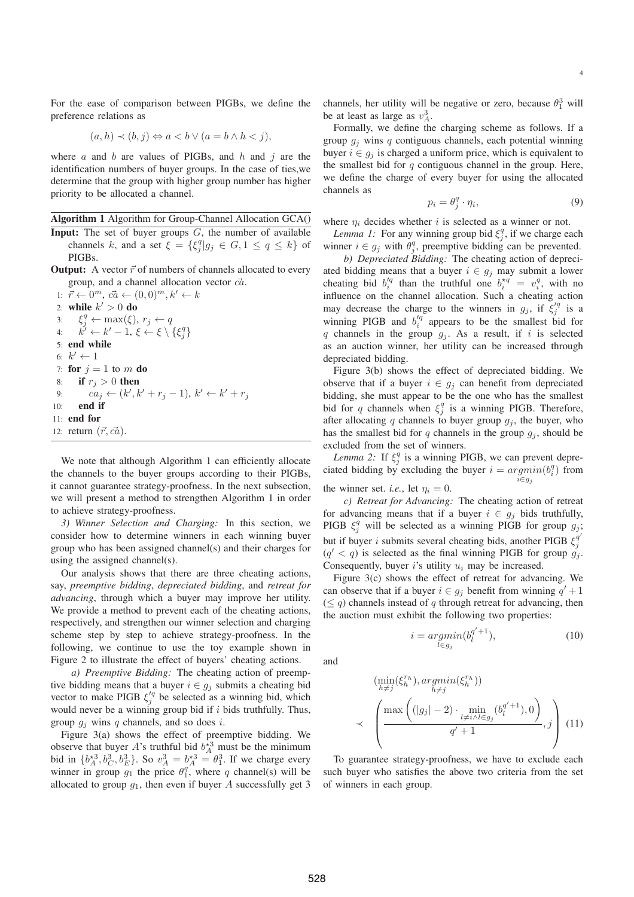For the ease of comparison between PIGBs, we define the preference relations as

$$(a, h) \prec (b, j) \Leftrightarrow a < b \vee (a = b \wedge h < j),$$

where $a$ and $b$ are values of PIGBs, and $h$ and $j$ are the identification numbers of buyer groups. In the case of ties,we determine that the group with higher group number has higher priority to be allocated a channel.

**Algorithm 1** Algorithm for Group-Channel Allocation GCA()

**Input:** The set of buyer groups $G$, the number of available channels $k$, and a set $\xi = \{\xi_j^q | g_j \in G, 1 \leq q \leq k\}$ of PIGBs.

**Output:** A vector $\vec{r}$ of numbers of channels allocated to every group, and a channel allocation vector $\vec{ca}$.

```
1: r ← 0^m, ca ← (0,0)^m, k' ← k
2: while k' > 0 do
3:    ξ_j^q ← max(ξ), r_j ← q
4:    k' ← k' − 1, ξ ← ξ \ {ξ_j^q}
5: end while
6: k' ← 1
7: for j = 1 to m do
8:    if r_j > 0 then
9:       ca_j ← (k', k' + r_j − 1), k' ← k' + r_j
10:   end if
11: end for
12: return (r, ca).
```

We note that although Algorithm 1 can efficiently allocate the channels to the buyer groups according to their PIGBs, it cannot guarantee strategy-proofness. In the next subsection, we will present a method to strengthen Algorithm 1 in order to achieve strategy-proofness.

*3) Winner Selection and Charging:* In this section, we consider how to determine winners in each winning buyer group who has been assigned channel(s) and their charges for using the assigned channel(s).

Our analysis shows that there are three cheating actions, say, *preemptive bidding*, *depreciated bidding*, and *retreat for advancing*, through which a buyer may improve her utility. We provide a method to prevent each of the cheating actions, respectively, and strengthen our winner selection and charging scheme step by step to achieve strategy-proofness. In the following, we continue to use the toy example shown in Figure 2 to illustrate the effect of buyers' cheating actions.

*a) Preemptive Bidding:* The cheating action of preemptive bidding means that a buyer $i \in g_j$ submits a cheating bid vector to make PIGB $\xi_j'^q$ be selected as a winning bid, which would never be a winning group bid if $i$ bids truthfully. Thus, group $g_j$ wins $q$ channels, and so does $i$.

Figure 3(a) shows the effect of preemptive bidding. We observe that buyer $A$'s truthful bid $b_A^{\star 3}$ must be the minimum bid in $\{b_A^{\star 3}, b_C^3, b_E^3\}$. So $v_A^3 = b_A^{\star 3} = \theta_1^3$. If we charge every winner in group $g_1$ the price $\theta_1^q$, where $q$ channel(s) will be allocated to group $g_1$, then even if buyer $A$ successfully get 3 channels, her utility will be negative or zero, because $\theta_1^3$ will be at least as large as $v_A^3$.

Formally, we define the charging scheme as follows. If a group $g_j$ wins $q$ contiguous channels, each potential winning buyer $i \in g_j$ is charged a uniform price, which is equivalent to the smallest bid for $q$ contiguous channel in the group. Here, we define the charge of every buyer for using the allocated channels as

$$p_i = \theta_j^q \cdot \eta_i, \tag{9}$$

where $\eta_i$ decides whether $i$ is selected as a winner or not.

*Lemma 1:* For any winning group bid $\xi_j^q$, if we charge each winner $i \in g_j$ with $\theta_j^q$, preemptive bidding can be prevented.

*b) Depreciated Bidding:* The cheating action of depreciated bidding means that a buyer $i \in g_j$ may submit a lower cheating bid $b_i'^q$ than the truthful one $b_i^{\star q} = v_i^q$, with no influence on the channel allocation. Such a cheating action may decrease the charge to the winners in $g_j$, if $\xi_j'^q$ is a winning PIGB and $b_i'^q$ appears to be the smallest bid for $q$ channels in the group $g_j$. As a result, if $i$ is selected as an auction winner, her utility can be increased through depreciated bidding.

Figure 3(b) shows the effect of depreciated bidding. We observe that if a buyer $i \in g_j$ can benefit from depreciated bidding, she must appear to be the one who has the smallest bid for $q$ channels when $\xi_j^q$ is a winning PIGB. Therefore, after allocating $q$ channels to buyer group $g_j$, the buyer, who has the smallest bid for $q$ channels in the group $g_j$, should be excluded from the set of winners.

*Lemma 2:* If $\xi_j^q$ is a winning PIGB, we can prevent depreciated bidding by excluding the buyer $i = \underset{i \in g_j}{argmin}(b_i^q)$ from the winner set. *i.e.*, let $\eta_i = 0$.

*c) Retreat for Advancing:* The cheating action of retreat for advancing means that if a buyer $i \in g_j$ bids truthfully, PIGB $\xi_j^q$ will be selected as a winning PIGB for group $g_j$; but if buyer $i$ submits several cheating bids, another PIGB $\xi_j^{q'}$ ($q' < q$) is selected as the final winning PIGB for group $g_j$. Consequently, buyer $i$'s utility $u_i$ may be increased.

Figure 3(c) shows the effect of retreat for advancing. We can observe that if a buyer $i \in g_j$ benefit from winning $q' + 1$ ($\leq q$) channels instead of $q$ through retreat for advancing, then the auction must exhibit the following two properties:

$$i = \underset{l \in g_j}{argmin}(b_l^{q'+1}), \tag{10}$$

and

$$\begin{aligned} &(\min_{h \neq j}(\xi_h^{r_h}), \underset{h \neq j}{argmin}(\xi_h^{r_h})) \\ \prec &\left( \frac{\max\left( (|g_j| - 2) \cdot \min\limits_{l \neq i \wedge l \in g_j}(b_l^{q'+1}), 0 \right)}{q' + 1}, j \right) \end{aligned} \tag{11}$$

To guarantee strategy-proofness, we have to exclude each such buyer who satisfies the above two criteria from the set of winners in each group.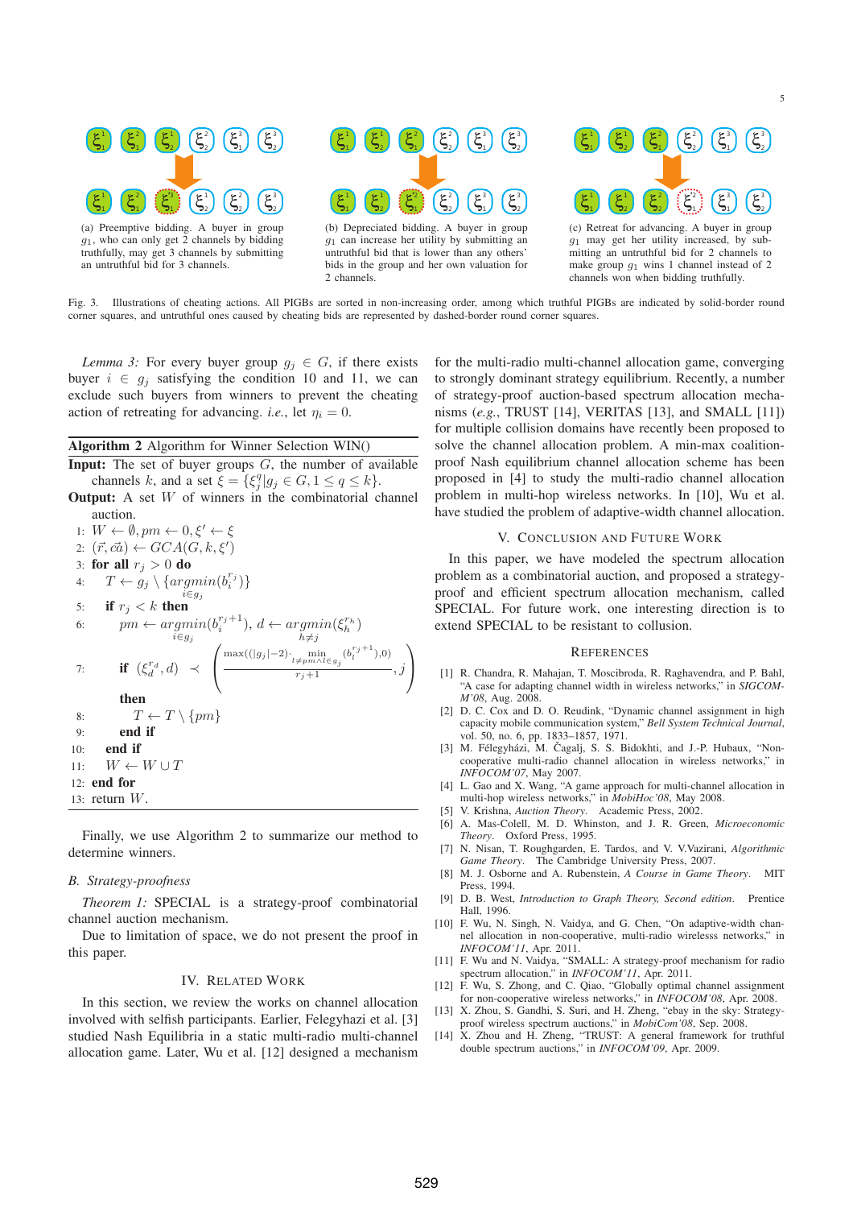(a) Preemptive bidding. A buyer in group $g_1$, who can only get 2 channels by bidding truthfully, may get 3 channels by submitting an untruthful bid for 3 channels.

(b) Depreciated bidding. A buyer in group $g_1$ can increase her utility by submitting an untruthful bid that is lower than any others' bids in the group and her own valuation for 2 channels.

(c) Retreat for advancing. A buyer in group $g_1$ may get her utility increased, by submitting an untruthful bid for 2 channels to make group $g_1$ wins 1 channel instead of 2 channels won when bidding truthfully.

Fig. 3. Illustrations of cheating actions. All PIGBs are sorted in non-increasing order, among which truthful PIGBs are indicated by solid-border round corner squares, and untruthful ones caused by cheating bids are represented by dashed-border round corner squares.

*Lemma 3:* For every buyer group $g_j \in G$, if there exists buyer $i \in g_j$ satisfying the condition 10 and 11, we can exclude such buyers from winners to prevent the cheating action of retreating for advancing. *i.e.*, let $\eta_i = 0$.

**Algorithm 2** Algorithm for Winner Selection WIN()

**Input:** The set of buyer groups $G$, the number of available channels $k$, and a set $\xi = \{\xi_j^q | g_j \in G, 1 \le q \le k\}$.

**Output:** A set $W$ of winners in the combinatorial channel auction.

1: $W \leftarrow \emptyset, pm \leftarrow 0, \xi' \leftarrow \xi$
2: $(\vec{r}, \vec{ca}) \leftarrow GCA(G, k, \xi')$
3: **for all** $r_j > 0$ **do**
4: $\quad T \leftarrow g_j \setminus \{\underset{i \in g_j}{argmin}(b_i^{r_j})\}$
5: $\quad$**if** $r_j < k$ **then**
6: $\quad\quad pm \leftarrow \underset{i \in g_j}{argmin}(b_i^{r_j+1}),\ d \leftarrow \underset{h \neq j}{argmin}(\xi_h^{r_h})$
7: $\quad\quad$**if** $(\xi_d^{r_d}, d) \prec \left( \frac{\max((|g_j|-2) \cdot \min_{l \neq pm \wedge l \in g_j} (b_l^{r_j+1}), 0)}{r_j+1}, j \right)$ **then**
8: $\quad\quad\quad T \leftarrow T \setminus \{pm\}$
9: $\quad\quad$**end if**
10: $\quad$**end if**
11: $\quad W \leftarrow W \cup T$
12: **end for**
13: return $W$.

Finally, we use Algorithm 2 to summarize our method to determine winners.

### B. Strategy-proofness

*Theorem 1:* SPECIAL is a strategy-proof combinatorial channel auction mechanism.

Due to limitation of space, we do not present the proof in this paper.

## IV. Related Work

In this section, we review the works on channel allocation involved with selfish participants. Earlier, Felegyhazi et al. [3] studied Nash Equilibria in a static multi-radio multi-channel allocation game. Later, Wu et al. [12] designed a mechanism for the multi-radio multi-channel allocation game, converging to strongly dominant strategy equilibrium. Recently, a number of strategy-proof auction-based spectrum allocation mechanisms (*e.g.*, TRUST [14], VERITAS [13], and SMALL [11]) for multiple collision domains have recently been proposed to solve the channel allocation problem. A min-max coalition-proof Nash equilibrium channel allocation scheme has been proposed in [4] to study the multi-radio channel allocation problem in multi-hop wireless networks. In [10], Wu et al. have studied the problem of adaptive-width channel allocation.

## V. Conclusion and Future Work

In this paper, we have modeled the spectrum allocation problem as a combinatorial auction, and proposed a strategy-proof and efficient spectrum allocation mechanism, called SPECIAL. For future work, one interesting direction is to extend SPECIAL to be resistant to collusion.

## References

[1] R. Chandra, R. Mahajan, T. Moscibroda, R. Raghavendra, and P. Bahl, "A case for adapting channel width in wireless networks," in *SIGCOMM'08*, Aug. 2008.

[2] D. C. Cox and D. O. Reudink, "Dynamic channel assignment in high capacity mobile communication system," *Bell System Technical Journal*, vol. 50, no. 6, pp. 1833–1857, 1971.

[3] M. Félegyházi, M. Čagalj, S. S. Bidokhti, and J.-P. Hubaux, "Non-cooperative multi-radio channel allocation in wireless networks," in *INFOCOM'07*, May 2007.

[4] L. Gao and X. Wang, "A game approach for multi-channel allocation in multi-hop wireless networks," in *MobiHoc'08*, May 2008.

[5] V. Krishna, *Auction Theory*. Academic Press, 2002.

[6] A. Mas-Colell, M. D. Whinston, and J. R. Green, *Microeconomic Theory*. Oxford Press, 1995.

[7] N. Nisan, T. Roughgarden, E. Tardos, and V. V.Vazirani, *Algorithmic Game Theory*. The Cambridge University Press, 2007.

[8] M. J. Osborne and A. Rubenstein, *A Course in Game Theory*. MIT Press, 1994.

[9] D. B. West, *Introduction to Graph Theory, Second edition*. Prentice Hall, 1996.

[10] F. Wu, N. Singh, N. Vaidya, and G. Chen, "On adaptive-width channel allocation in non-cooperative, multi-radio wireless networks," in *INFOCOM'11*, Apr. 2011.

[11] F. Wu and N. Vaidya, "SMALL: A strategy-proof mechanism for radio spectrum allocation," in *INFOCOM'11*, Apr. 2011.

[12] F. Wu, S. Zhong, and C. Qiao, "Globally optimal channel assignment for non-cooperative wireless networks," in *INFOCOM'08*, Apr. 2008.

[13] X. Zhou, S. Gandhi, S. Suri, and H. Zheng, "ebay in the sky: Strategy-proof wireless spectrum auctions," in *MobiCom'08*, Sep. 2008.

[14] X. Zhou and H. Zheng, "TRUST: A general framework for truthful double spectrum auctions," in *INFOCOM'09*, Apr. 2009.